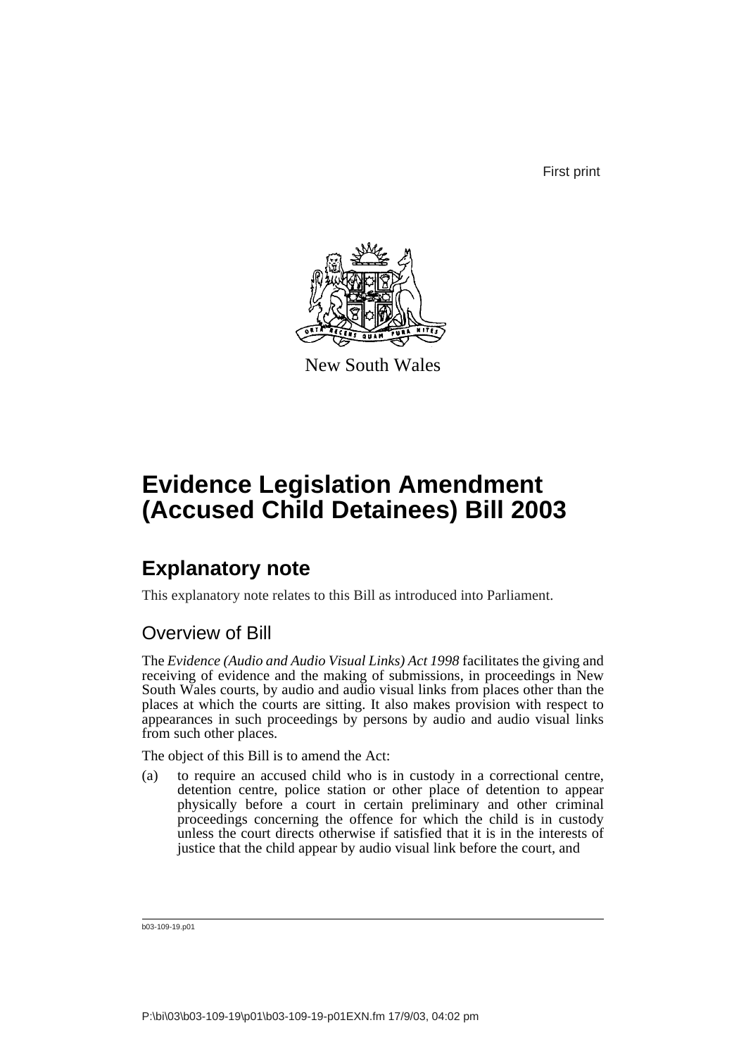First print

New South Wales

# Evidence Legislation Amendment (Accused Child Detainees) Bill 2003

## Explanatory note

This explanatory note relates to this Bill as introduced into Parliament.

### Overview of Bill

The *Evidence (Audio and Audio Visual Links) Act 1998* facilitates the giving and receiving of evidence and the making of submissions, in proceedings in New South Wales courts, by audio and audio visual links from places other than the places at which the courts are sitting. It also makes provision with respect to appearances in such proceedings by persons by audio and audio visual links from such other places.

The object of this Bill is to amend the Act:

(a) to require an accused child who is in custody in a correctional centre, detention centre, police station or other place of detention to appear physically before a court in certain preliminary and other criminal proceedings concerning the offence for which the child is in custody unless the court directs otherwise if satisfied that it is in the interests of justice that the child appear by audio visual link before the court, and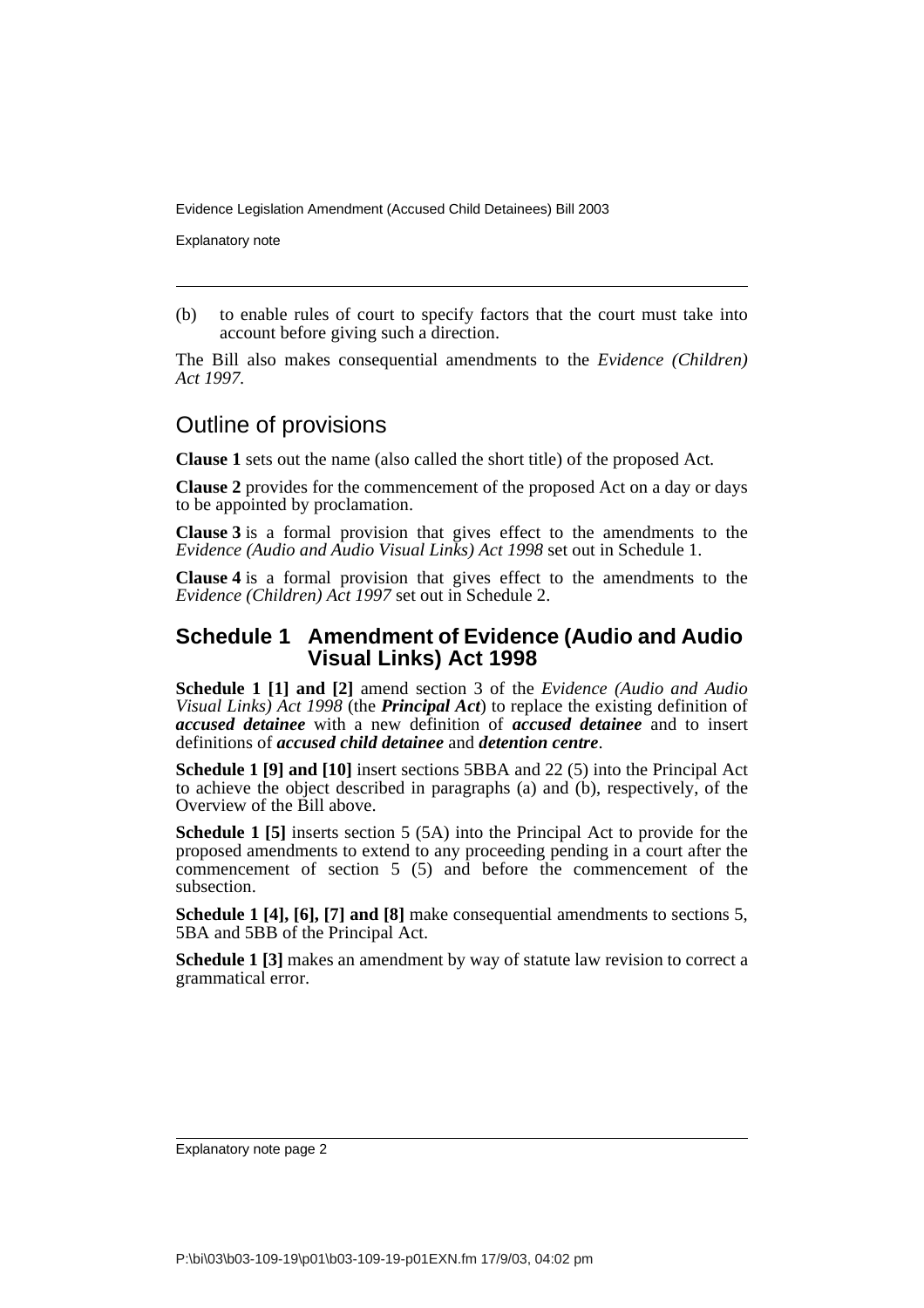(b) to enable rules of court to specify factors that the court must take into account before giving such a direction.

The Bill also makes consequential amendments to the *Evidence (Children) Act 1997*.

## Outline of provisions

**Clause 1** sets out the name (also called the short title) of the proposed Act.

**Clause 2** provides for the commencement of the proposed Act on a day or days to be appointed by proclamation.

**Clause 3** is a formal provision that gives effect to the amendments to the *Evidence (Audio and Audio Visual Links) Act 1998* set out in Schedule 1.

**Clause 4** is a formal provision that gives effect to the amendments to the *Evidence (Children) Act 1997* set out in Schedule 2.

### Schedule 1 Amendment of Evidence (Audio and Audio Visual Links) Act 1998

**Schedule 1 [1] and [2]** amend section 3 of the *Evidence (Audio and Audio Visual Links) Act 1998* (the ***Principal Act***) to replace the existing definition of ***accused detainee*** with a new definition of ***accused detainee*** and to insert definitions of ***accused child detainee*** and ***detention centre***.

**Schedule 1 [9] and [10]** insert sections 5BBA and 22 (5) into the Principal Act to achieve the object described in paragraphs (a) and (b), respectively, of the Overview of the Bill above.

**Schedule 1 [5]** inserts section 5 (5A) into the Principal Act to provide for the proposed amendments to extend to any proceeding pending in a court after the commencement of section 5 (5) and before the commencement of the subsection.

**Schedule 1 [4], [6], [7] and [8]** make consequential amendments to sections 5, 5BA and 5BB of the Principal Act.

**Schedule 1 [3]** makes an amendment by way of statute law revision to correct a grammatical error.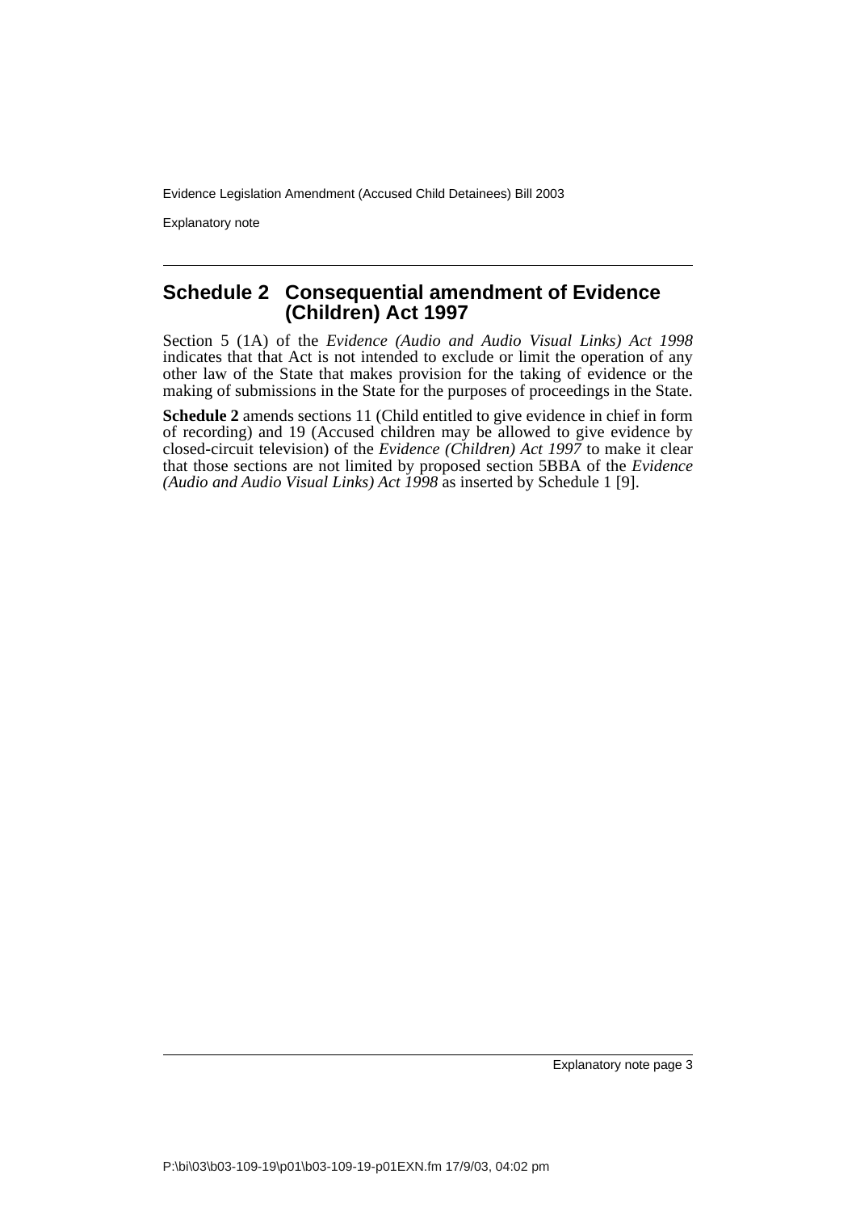## Schedule 2 Consequential amendment of Evidence (Children) Act 1997

Section 5 (1A) of the *Evidence (Audio and Audio Visual Links) Act 1998* indicates that that Act is not intended to exclude or limit the operation of any other law of the State that makes provision for the taking of evidence or the making of submissions in the State for the purposes of proceedings in the State.

**Schedule 2** amends sections 11 (Child entitled to give evidence in chief in form of recording) and 19 (Accused children may be allowed to give evidence by closed-circuit television) of the *Evidence (Children) Act 1997* to make it clear that those sections are not limited by proposed section 5BBA of the *Evidence (Audio and Audio Visual Links) Act 1998* as inserted by Schedule 1 [9].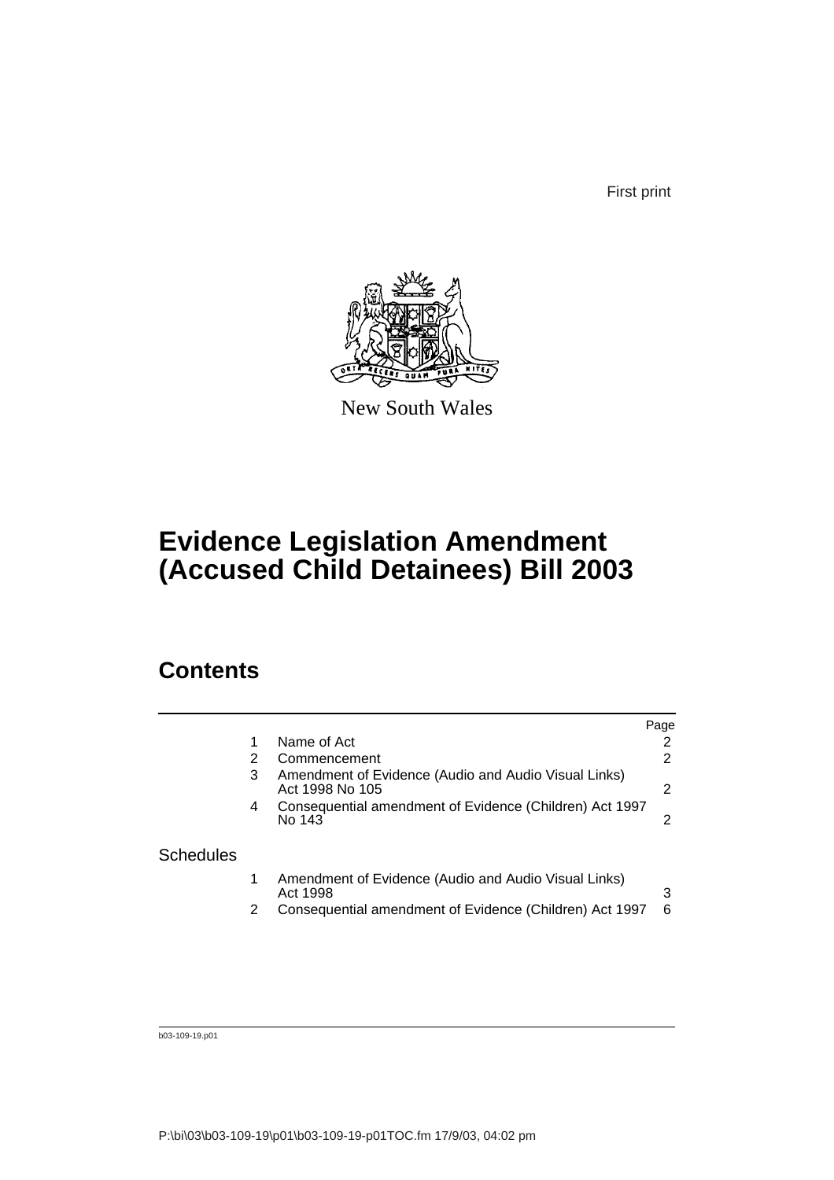First print

New South Wales

# Evidence Legislation Amendment (Accused Child Detainees) Bill 2003

## Contents

| | | | Page |
|---|---|---|---|
| | 1 | Name of Act | 2 |
| | 2 | Commencement | 2 |
| | 3 | Amendment of Evidence (Audio and Audio Visual Links) Act 1998 No 105 | 2 |
| | 4 | Consequential amendment of Evidence (Children) Act 1997 No 143 | 2 |
| Schedules | | | |
| | 1 | Amendment of Evidence (Audio and Audio Visual Links) Act 1998 | 3 |
| | 2 | Consequential amendment of Evidence (Children) Act 1997 | 6 |

b03-109-19.p01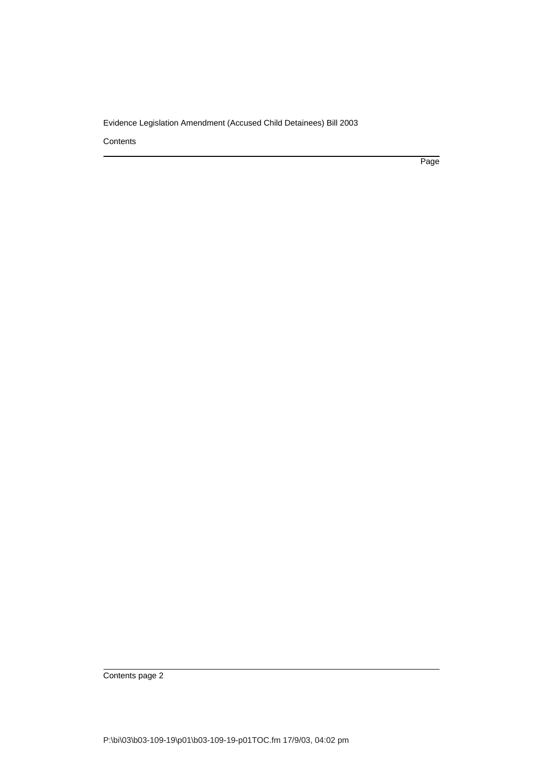Contents

Page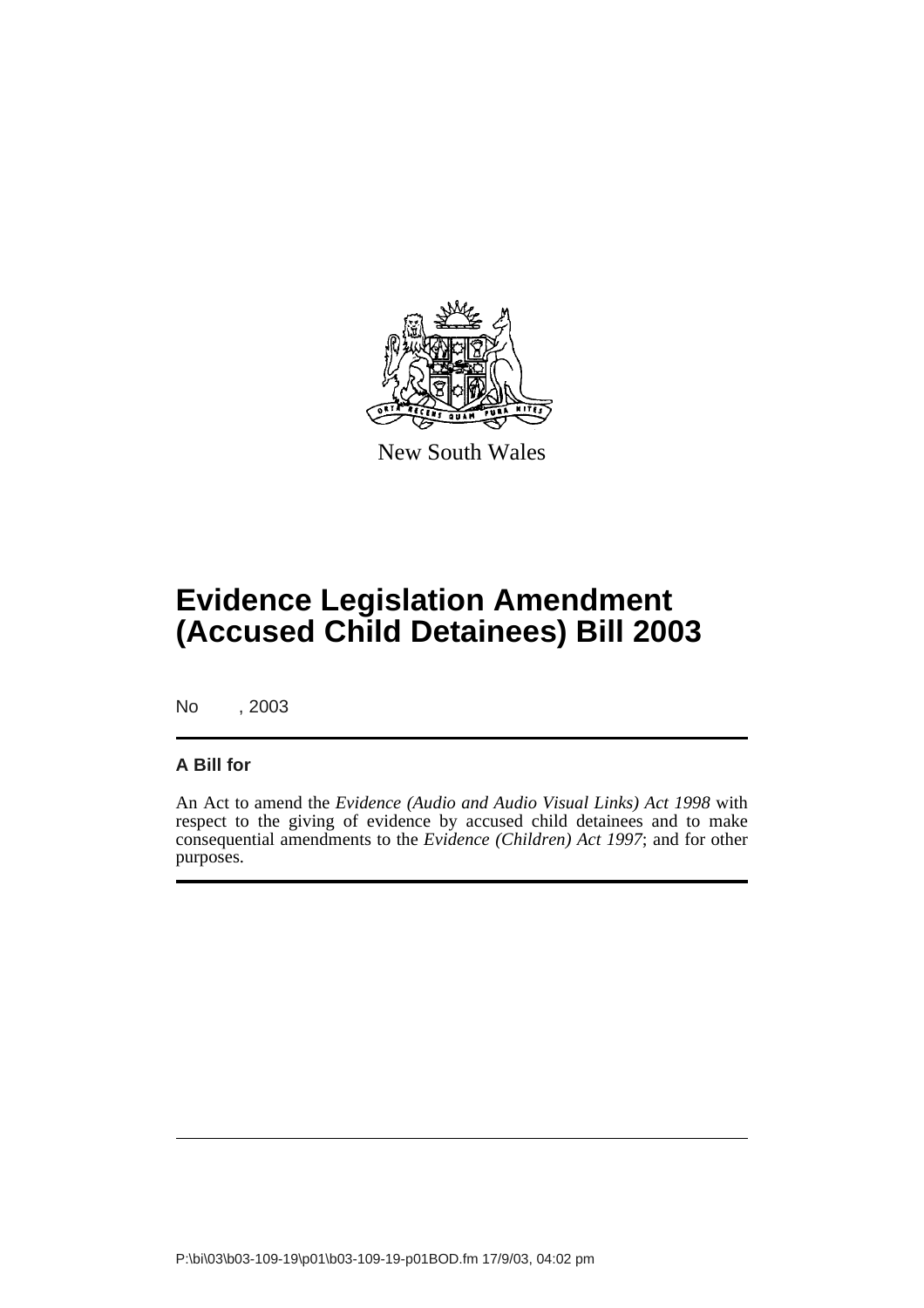New South Wales

# Evidence Legislation Amendment (Accused Child Detainees) Bill 2003

No , 2003

**A Bill for**

An Act to amend the *Evidence (Audio and Audio Visual Links) Act 1998* with respect to the giving of evidence by accused child detainees and to make consequential amendments to the *Evidence (Children) Act 1997*; and for other purposes.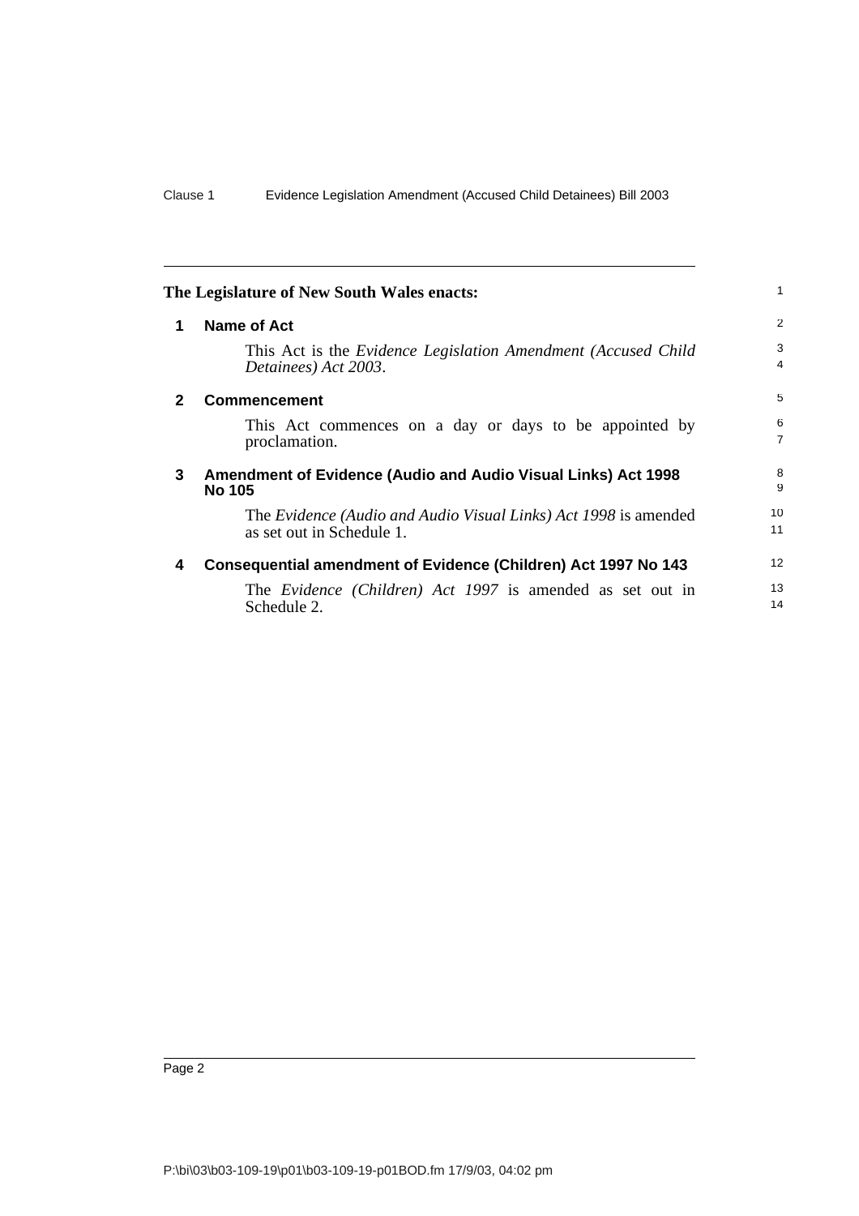**The Legislature of New South Wales enacts:**

## 1 Name of Act

This Act is the *Evidence Legislation Amendment (Accused Child Detainees) Act 2003*.

## 2 Commencement

This Act commences on a day or days to be appointed by proclamation.

## 3 Amendment of Evidence (Audio and Audio Visual Links) Act 1998 No 105

The *Evidence (Audio and Audio Visual Links) Act 1998* is amended as set out in Schedule 1.

## 4 Consequential amendment of Evidence (Children) Act 1997 No 143

The *Evidence (Children) Act 1997* is amended as set out in Schedule 2.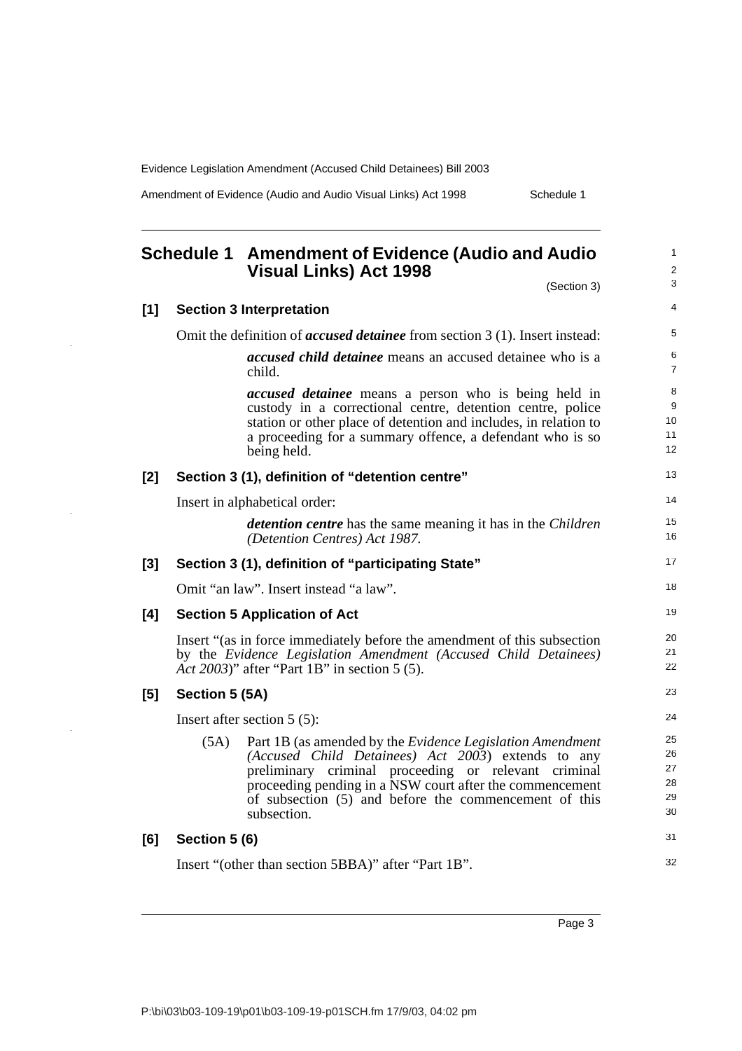## Schedule 1 Amendment of Evidence (Audio and Audio Visual Links) Act 1998

(Section 3)

**[1] Section 3 Interpretation**

Omit the definition of ***accused detainee*** from section 3 (1). Insert instead:

> ***accused child detainee*** means an accused detainee who is a child.
>
> ***accused detainee*** means a person who is being held in custody in a correctional centre, detention centre, police station or other place of detention and includes, in relation to a proceeding for a summary offence, a defendant who is so being held.

**[2] Section 3 (1), definition of "detention centre"**

Insert in alphabetical order:

> ***detention centre*** has the same meaning it has in the *Children (Detention Centres) Act 1987*.

**[3] Section 3 (1), definition of "participating State"**

Omit "an law". Insert instead "a law".

**[4] Section 5 Application of Act**

Insert "(as in force immediately before the amendment of this subsection by the *Evidence Legislation Amendment (Accused Child Detainees) Act 2003*)" after "Part 1B" in section 5 (5).

**[5] Section 5 (5A)**

Insert after section 5 (5):

> (5A) Part 1B (as amended by the *Evidence Legislation Amendment (Accused Child Detainees) Act 2003*) extends to any preliminary criminal proceeding or relevant criminal proceeding pending in a NSW court after the commencement of subsection (5) and before the commencement of this subsection.

**[6] Section 5 (6)**

Insert "(other than section 5BBA)" after "Part 1B".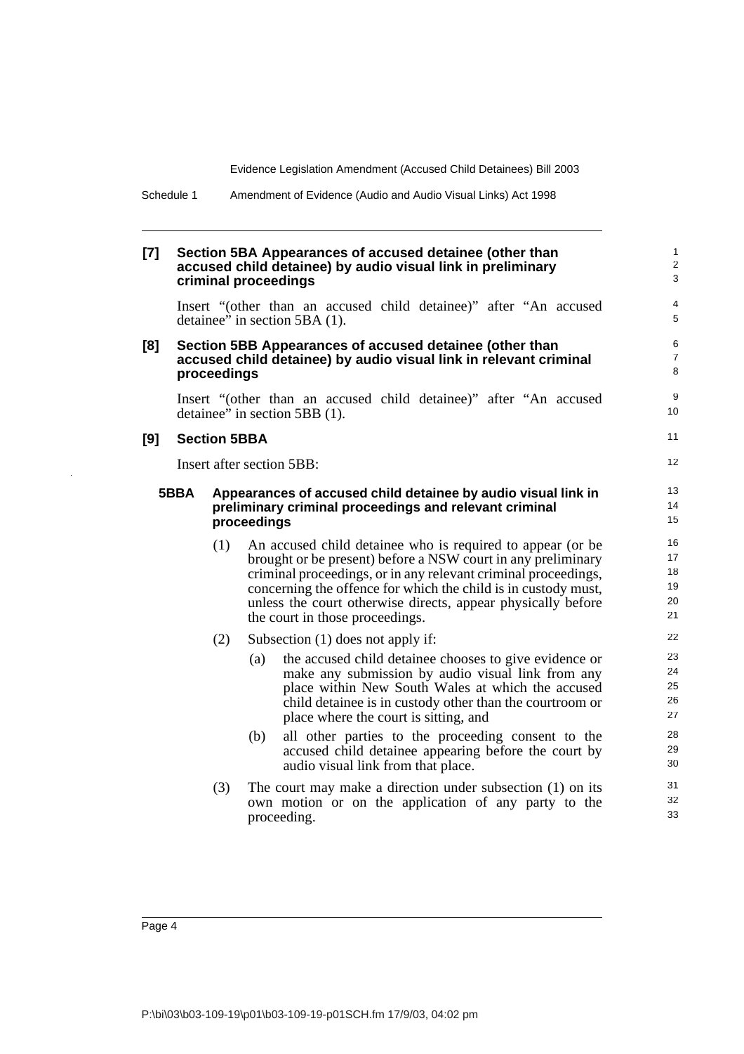**[7] Section 5BA Appearances of accused detainee (other than accused child detainee) by audio visual link in preliminary criminal proceedings**

Insert "(other than an accused child detainee)" after "An accused detainee" in section 5BA (1).

**[8] Section 5BB Appearances of accused detainee (other than accused child detainee) by audio visual link in relevant criminal proceedings**

Insert "(other than an accused child detainee)" after "An accused detainee" in section 5BB (1).

**[9] Section 5BBA**

Insert after section 5BB:

**5BBA Appearances of accused child detainee by audio visual link in preliminary criminal proceedings and relevant criminal proceedings**

(1) An accused child detainee who is required to appear (or be brought or be present) before a NSW court in any preliminary criminal proceedings, or in any relevant criminal proceedings, concerning the offence for which the child is in custody must, unless the court otherwise directs, appear physically before the court in those proceedings.

(2) Subsection (1) does not apply if:

(a) the accused child detainee chooses to give evidence or make any submission by audio visual link from any place within New South Wales at which the accused child detainee is in custody other than the courtroom or place where the court is sitting, and

(b) all other parties to the proceeding consent to the accused child detainee appearing before the court by audio visual link from that place.

(3) The court may make a direction under subsection (1) on its own motion or on the application of any party to the proceeding.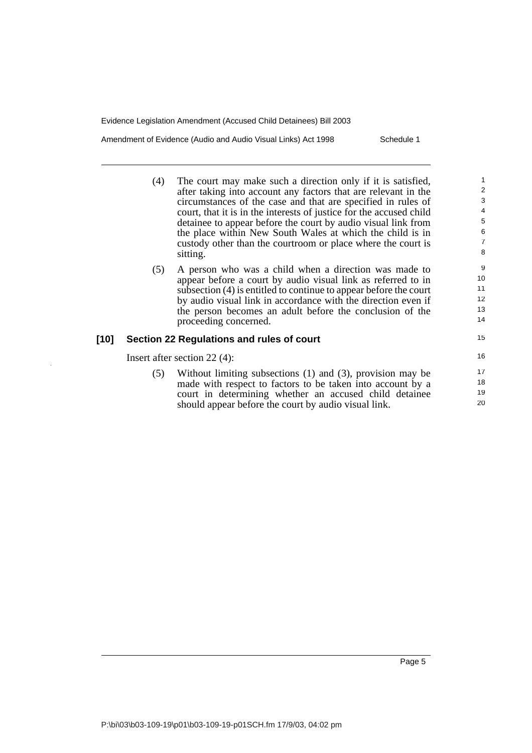(4) The court may make such a direction only if it is satisfied, after taking into account any factors that are relevant in the circumstances of the case and that are specified in rules of court, that it is in the interests of justice for the accused child detainee to appear before the court by audio visual link from the place within New South Wales at which the child is in custody other than the courtroom or place where the court is sitting.

(5) A person who was a child when a direction was made to appear before a court by audio visual link as referred to in subsection (4) is entitled to continue to appear before the court by audio visual link in accordance with the direction even if the person becomes an adult before the conclusion of the proceeding concerned.

### [10] Section 22 Regulations and rules of court

Insert after section 22 (4):

(5) Without limiting subsections (1) and (3), provision may be made with respect to factors to be taken into account by a court in determining whether an accused child detainee should appear before the court by audio visual link.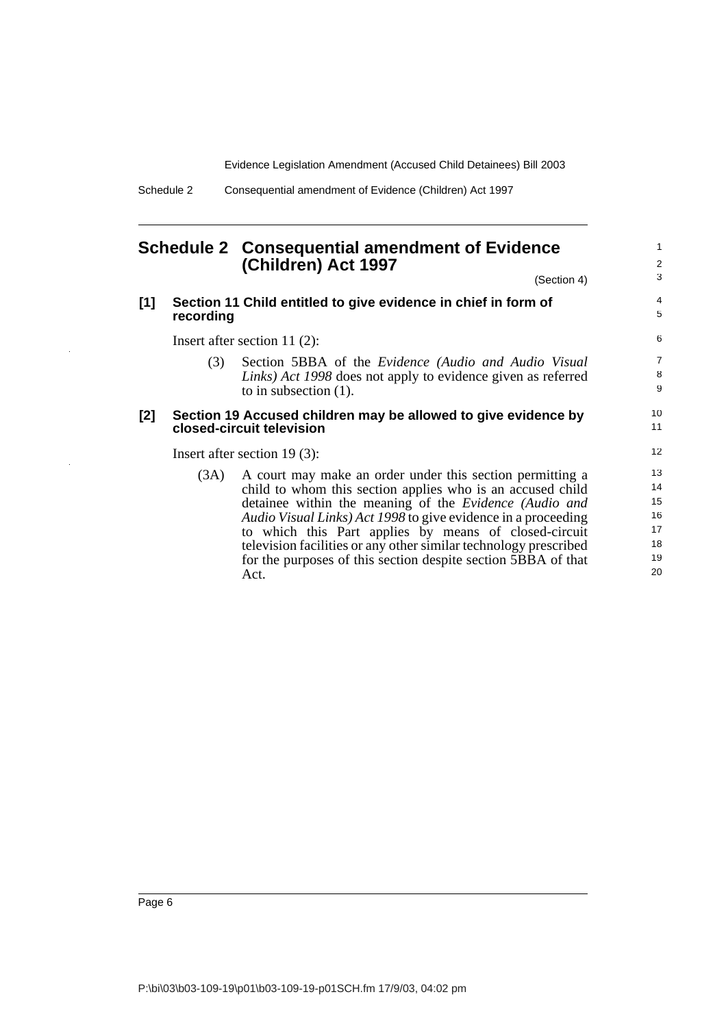# Schedule 2 Consequential amendment of Evidence (Children) Act 1997

(Section 4)

**[1] Section 11 Child entitled to give evidence in chief in form of recording**

Insert after section 11 (2):

(3) Section 5BBA of the *Evidence (Audio and Audio Visual Links) Act 1998* does not apply to evidence given as referred to in subsection (1).

**[2] Section 19 Accused children may be allowed to give evidence by closed-circuit television**

Insert after section 19 (3):

(3A) A court may make an order under this section permitting a child to whom this section applies who is an accused child detainee within the meaning of the *Evidence (Audio and Audio Visual Links) Act 1998* to give evidence in a proceeding to which this Part applies by means of closed-circuit television facilities or any other similar technology prescribed for the purposes of this section despite section 5BBA of that Act.